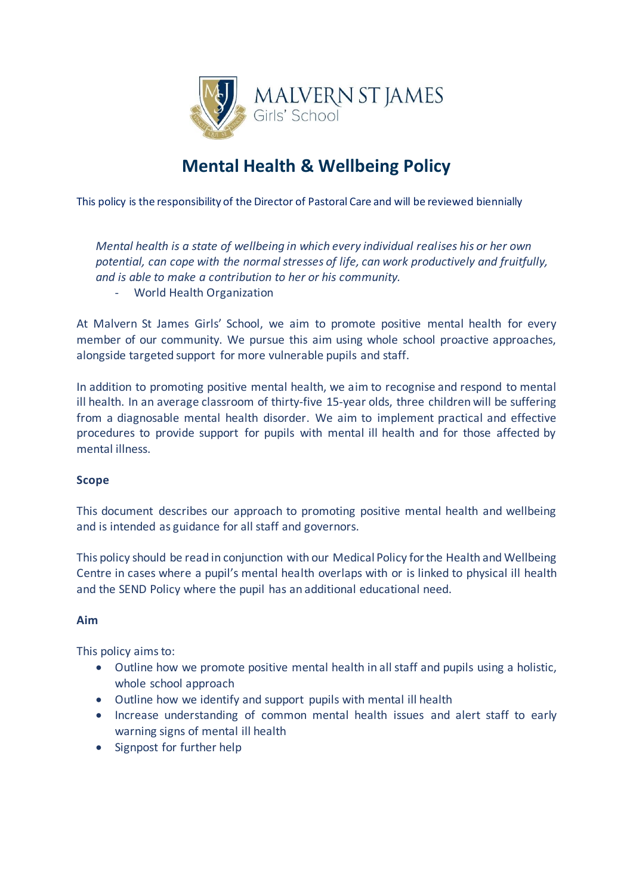MALVERN ST JAMES
Girls' School

# Mental Health & Wellbeing Policy

This policy is the responsibility of the Director of Pastoral Care and will be reviewed biennially

> *Mental health is a state of wellbeing in which every individual realises his or her own potential, can cope with the normal stresses of life, can work productively and fruitfully, and is able to make a contribution to her or his community.*
> - World Health Organization

At Malvern St James Girls' School, we aim to promote positive mental health for every member of our community. We pursue this aim using whole school proactive approaches, alongside targeted support for more vulnerable pupils and staff.

In addition to promoting positive mental health, we aim to recognise and respond to mental ill health. In an average classroom of thirty-five 15-year olds, three children will be suffering from a diagnosable mental health disorder. We aim to implement practical and effective procedures to provide support for pupils with mental ill health and for those affected by mental illness.

**Scope**

This document describes our approach to promoting positive mental health and wellbeing and is intended as guidance for all staff and governors.

This policy should be read in conjunction with our Medical Policy for the Health and Wellbeing Centre in cases where a pupil's mental health overlaps with or is linked to physical ill health and the SEND Policy where the pupil has an additional educational need.

**Aim**

This policy aims to:

- Outline how we promote positive mental health in all staff and pupils using a holistic, whole school approach
- Outline how we identify and support pupils with mental ill health
- Increase understanding of common mental health issues and alert staff to early warning signs of mental ill health
- Signpost for further help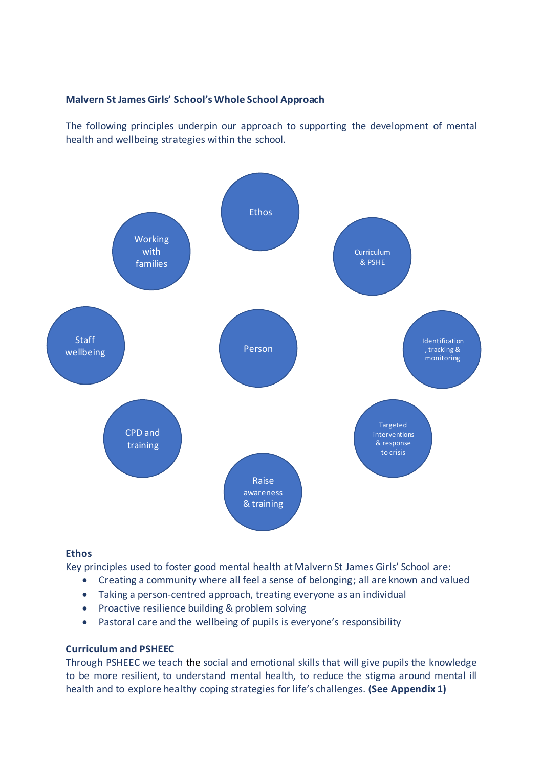**Malvern St James Girls' School's Whole School Approach**

The following principles underpin our approach to supporting the development of mental health and wellbeing strategies within the school.

- Ethos
- Curriculum & PSHE
- Identification, tracking & monitoring
- Targeted interventions & response to crisis
- Raise awareness & training
- CPD and training
- Staff wellbeing
- Working with families
- Person

**Ethos**

Key principles used to foster good mental health at Malvern St James Girls' School are:

- Creating a community where all feel a sense of belonging; all are known and valued
- Taking a person-centred approach, treating everyone as an individual
- Proactive resilience building & problem solving
- Pastoral care and the wellbeing of pupils is everyone's responsibility

**Curriculum and PSHEEC**

Through PSHEEC we teach the social and emotional skills that will give pupils the knowledge to be more resilient, to understand mental health, to reduce the stigma around mental ill health and to explore healthy coping strategies for life's challenges. **(See Appendix 1)**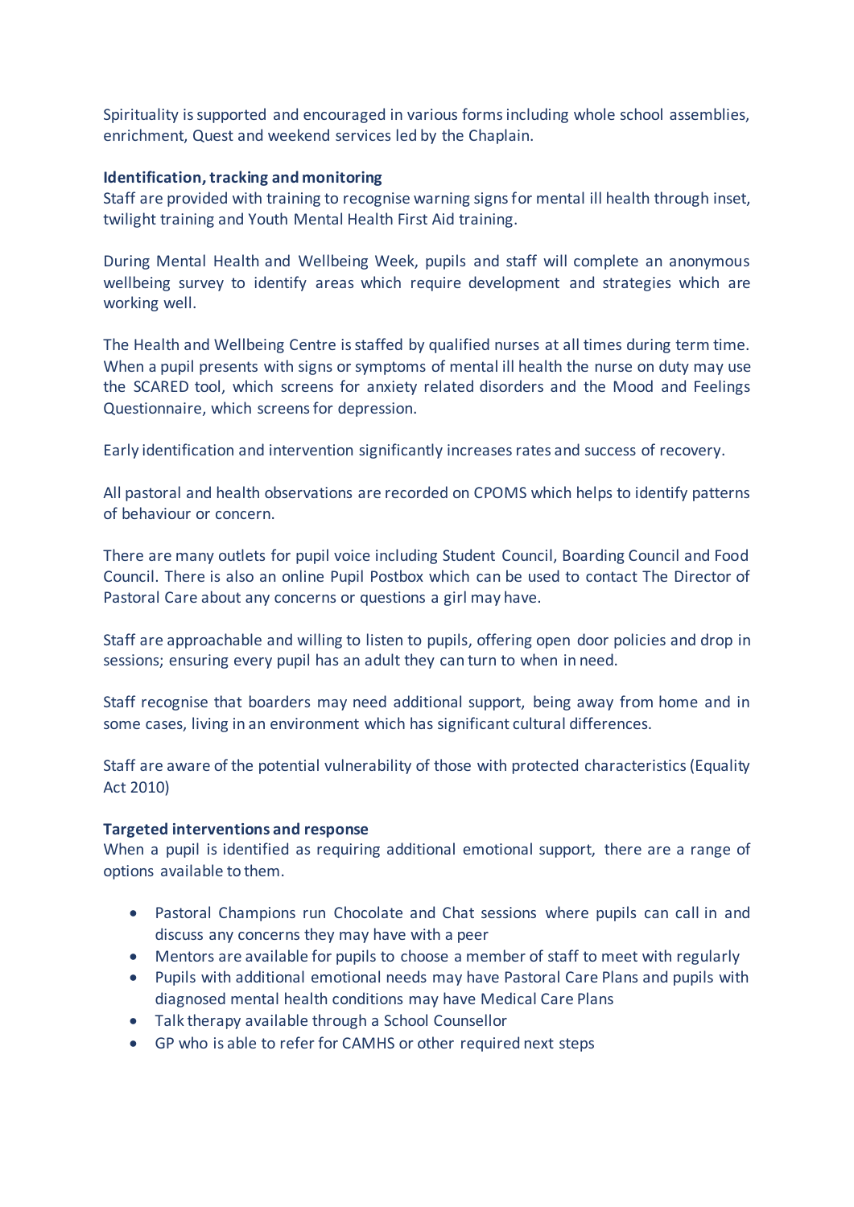Spirituality is supported and encouraged in various forms including whole school assemblies, enrichment, Quest and weekend services led by the Chaplain.

**Identification, tracking and monitoring**

Staff are provided with training to recognise warning signs for mental ill health through inset, twilight training and Youth Mental Health First Aid training.

During Mental Health and Wellbeing Week, pupils and staff will complete an anonymous wellbeing survey to identify areas which require development and strategies which are working well.

The Health and Wellbeing Centre is staffed by qualified nurses at all times during term time. When a pupil presents with signs or symptoms of mental ill health the nurse on duty may use the SCARED tool, which screens for anxiety related disorders and the Mood and Feelings Questionnaire, which screens for depression.

Early identification and intervention significantly increases rates and success of recovery.

All pastoral and health observations are recorded on CPOMS which helps to identify patterns of behaviour or concern.

There are many outlets for pupil voice including Student Council, Boarding Council and Food Council. There is also an online Pupil Postbox which can be used to contact The Director of Pastoral Care about any concerns or questions a girl may have.

Staff are approachable and willing to listen to pupils, offering open door policies and drop in sessions; ensuring every pupil has an adult they can turn to when in need.

Staff recognise that boarders may need additional support, being away from home and in some cases, living in an environment which has significant cultural differences.

Staff are aware of the potential vulnerability of those with protected characteristics (Equality Act 2010)

**Targeted interventions and response**

When a pupil is identified as requiring additional emotional support, there are a range of options available to them.

- Pastoral Champions run Chocolate and Chat sessions where pupils can call in and discuss any concerns they may have with a peer
- Mentors are available for pupils to choose a member of staff to meet with regularly
- Pupils with additional emotional needs may have Pastoral Care Plans and pupils with diagnosed mental health conditions may have Medical Care Plans
- Talk therapy available through a School Counsellor
- GP who is able to refer for CAMHS or other required next steps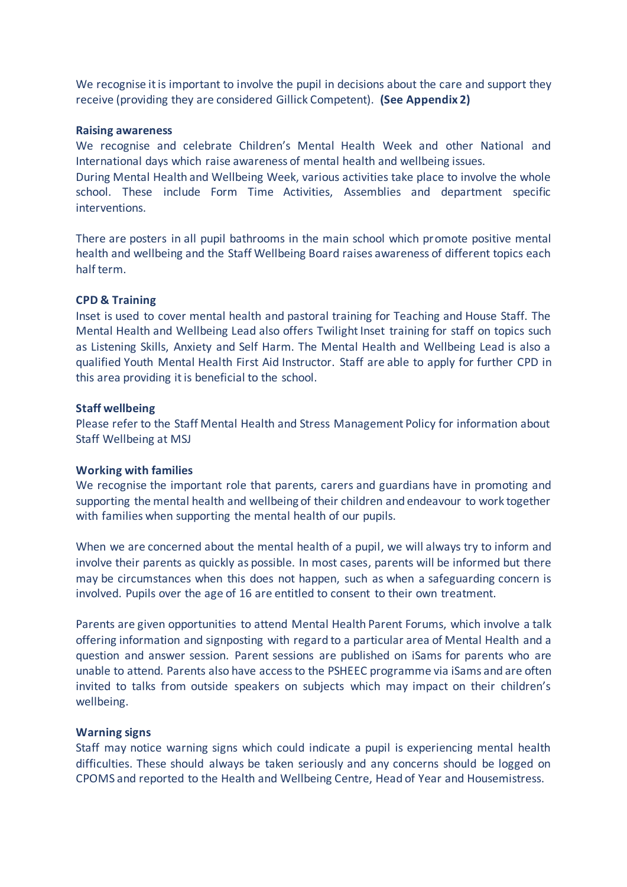We recognise it is important to involve the pupil in decisions about the care and support they receive (providing they are considered Gillick Competent). **(See Appendix 2)**

**Raising awareness**

We recognise and celebrate Children's Mental Health Week and other National and International days which raise awareness of mental health and wellbeing issues.
During Mental Health and Wellbeing Week, various activities take place to involve the whole school. These include Form Time Activities, Assemblies and department specific interventions.

There are posters in all pupil bathrooms in the main school which promote positive mental health and wellbeing and the Staff Wellbeing Board raises awareness of different topics each half term.

**CPD & Training**

Inset is used to cover mental health and pastoral training for Teaching and House Staff. The Mental Health and Wellbeing Lead also offers Twilight Inset training for staff on topics such as Listening Skills, Anxiety and Self Harm. The Mental Health and Wellbeing Lead is also a qualified Youth Mental Health First Aid Instructor. Staff are able to apply for further CPD in this area providing it is beneficial to the school.

**Staff wellbeing**

Please refer to the Staff Mental Health and Stress Management Policy for information about Staff Wellbeing at MSJ

**Working with families**

We recognise the important role that parents, carers and guardians have in promoting and supporting the mental health and wellbeing of their children and endeavour to work together with families when supporting the mental health of our pupils.

When we are concerned about the mental health of a pupil, we will always try to inform and involve their parents as quickly as possible. In most cases, parents will be informed but there may be circumstances when this does not happen, such as when a safeguarding concern is involved. Pupils over the age of 16 are entitled to consent to their own treatment.

Parents are given opportunities to attend Mental Health Parent Forums, which involve a talk offering information and signposting with regard to a particular area of Mental Health and a question and answer session. Parent sessions are published on iSams for parents who are unable to attend. Parents also have access to the PSHEEC programme via iSams and are often invited to talks from outside speakers on subjects which may impact on their children's wellbeing.

**Warning signs**

Staff may notice warning signs which could indicate a pupil is experiencing mental health difficulties. These should always be taken seriously and any concerns should be logged on CPOMS and reported to the Health and Wellbeing Centre, Head of Year and Housemistress.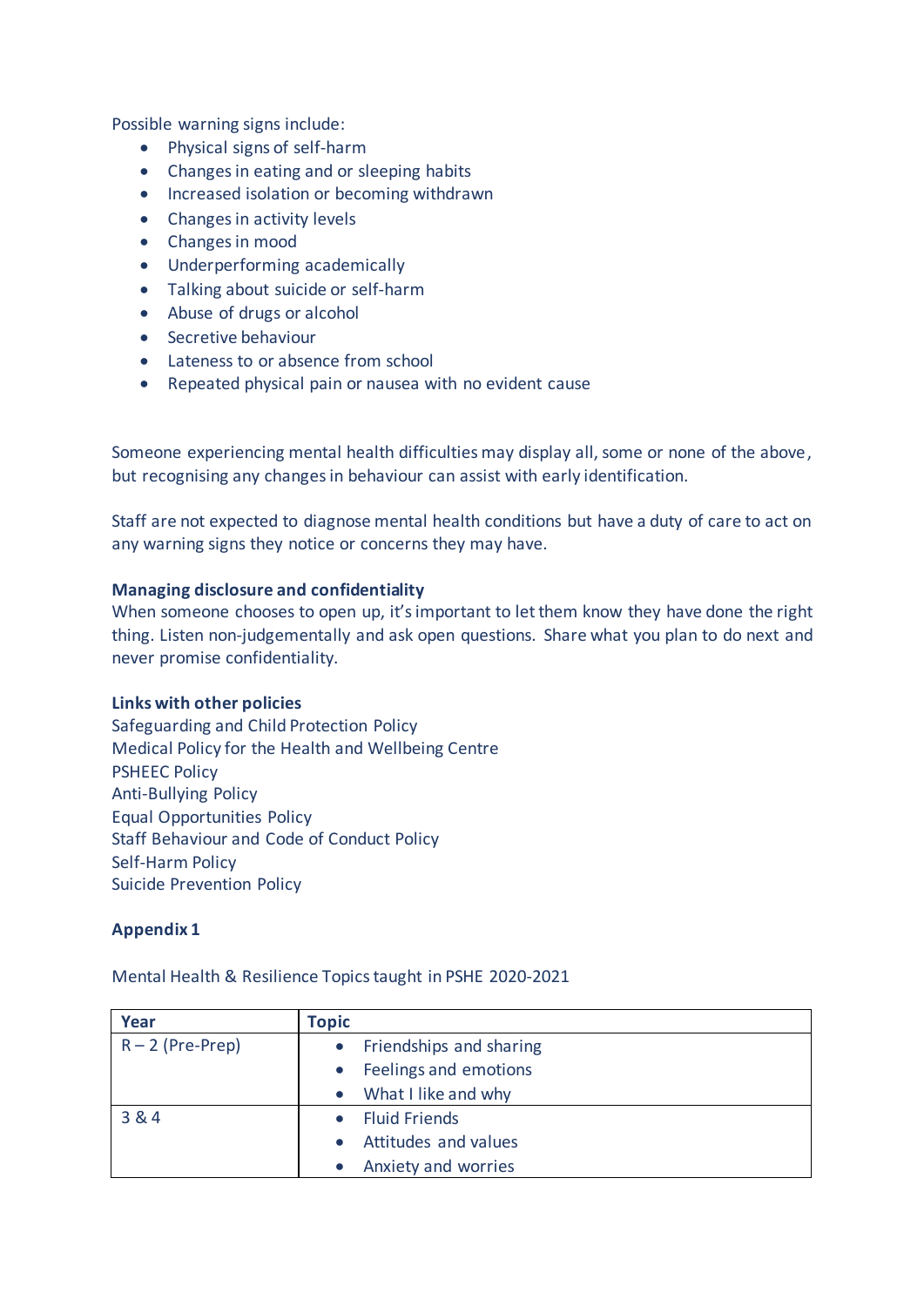Possible warning signs include:

- Physical signs of self-harm
- Changes in eating and or sleeping habits
- Increased isolation or becoming withdrawn
- Changes in activity levels
- Changes in mood
- Underperforming academically
- Talking about suicide or self-harm
- Abuse of drugs or alcohol
- Secretive behaviour
- Lateness to or absence from school
- Repeated physical pain or nausea with no evident cause

Someone experiencing mental health difficulties may display all, some or none of the above, but recognising any changes in behaviour can assist with early identification.

Staff are not expected to diagnose mental health conditions but have a duty of care to act on any warning signs they notice or concerns they may have.

**Managing disclosure and confidentiality**

When someone chooses to open up, it's important to let them know they have done the right thing. Listen non-judgementally and ask open questions. Share what you plan to do next and never promise confidentiality.

**Links with other policies**

Safeguarding and Child Protection Policy
Medical Policy for the Health and Wellbeing Centre
PSHEEC Policy
Anti-Bullying Policy
Equal Opportunities Policy
Staff Behaviour and Code of Conduct Policy
Self-Harm Policy
Suicide Prevention Policy

**Appendix 1**

Mental Health & Resilience Topics taught in PSHE 2020-2021

| Year | Topic |
|---|---|
| R – 2 (Pre-Prep) | • Friendships and sharing<br>• Feelings and emotions<br>• What I like and why |
| 3 & 4 | • Fluid Friends<br>• Attitudes and values<br>• Anxiety and worries |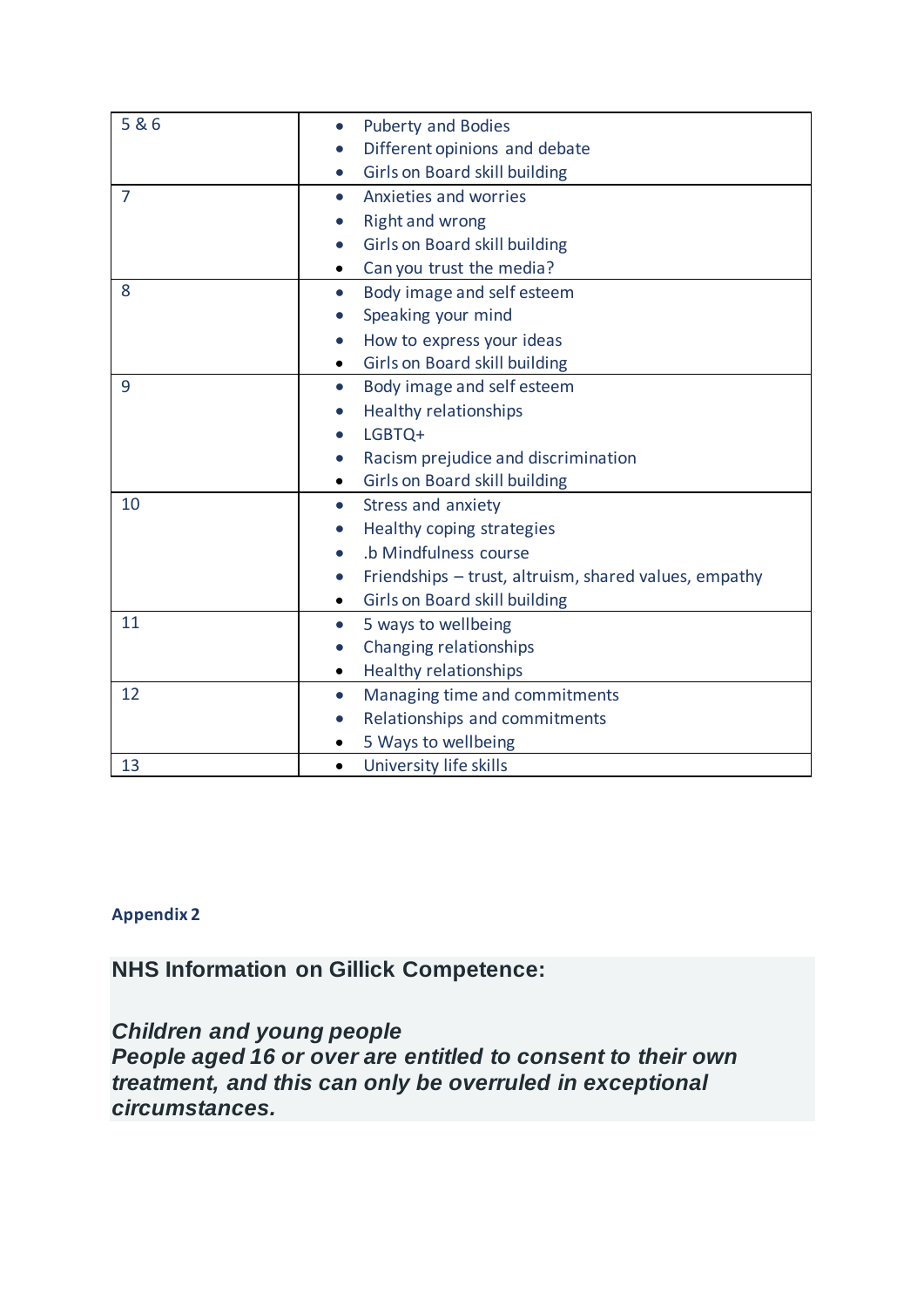| | |
|---|---|
| 5 & 6 | • Puberty and Bodies<br>• Different opinions and debate<br>• Girls on Board skill building |
| 7 | • Anxieties and worries<br>• Right and wrong<br>• Girls on Board skill building<br>• Can you trust the media? |
| 8 | • Body image and self esteem<br>• Speaking your mind<br>• How to express your ideas<br>• Girls on Board skill building |
| 9 | • Body image and self esteem<br>• Healthy relationships<br>• LGBTQ+<br>• Racism prejudice and discrimination<br>• Girls on Board skill building |
| 10 | • Stress and anxiety<br>• Healthy coping strategies<br>• .b Mindfulness course<br>• Friendships – trust, altruism, shared values, empathy<br>• Girls on Board skill building |
| 11 | • 5 ways to wellbeing<br>• Changing relationships<br>• Healthy relationships |
| 12 | • Managing time and commitments<br>• Relationships and commitments<br>• 5 Ways to wellbeing |
| 13 | • University life skills |

**Appendix 2**

## NHS Information on Gillick Competence:

***Children and young people***
***People aged 16 or over are entitled to consent to their own treatment, and this can only be overruled in exceptional circumstances.***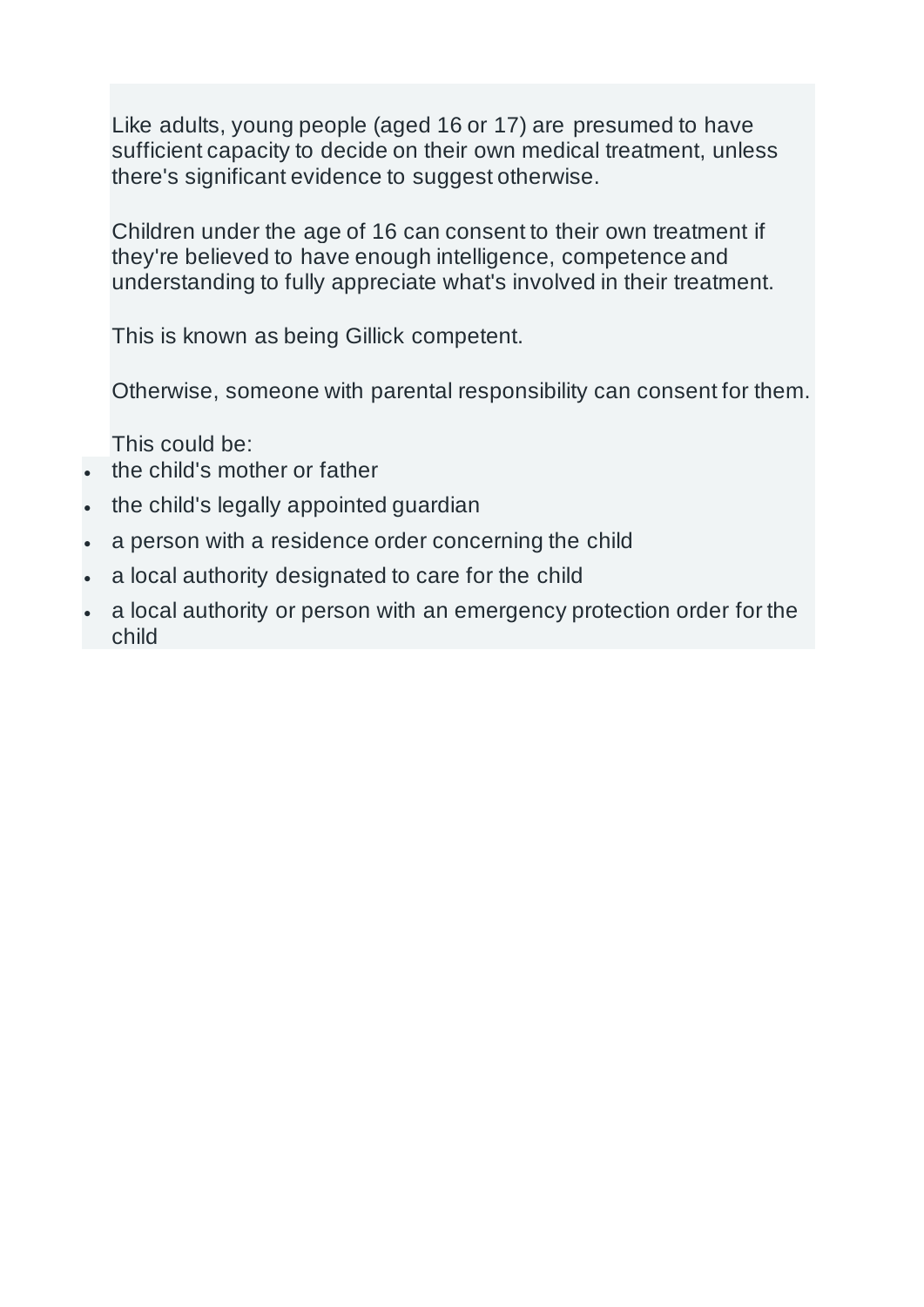Like adults, young people (aged 16 or 17) are presumed to have sufficient capacity to decide on their own medical treatment, unless there's significant evidence to suggest otherwise.

Children under the age of 16 can consent to their own treatment if they're believed to have enough intelligence, competence and understanding to fully appreciate what's involved in their treatment.

This is known as being Gillick competent.

Otherwise, someone with parental responsibility can consent for them.

This could be:

- the child's mother or father
- the child's legally appointed guardian
- a person with a residence order concerning the child
- a local authority designated to care for the child
- a local authority or person with an emergency protection order for the child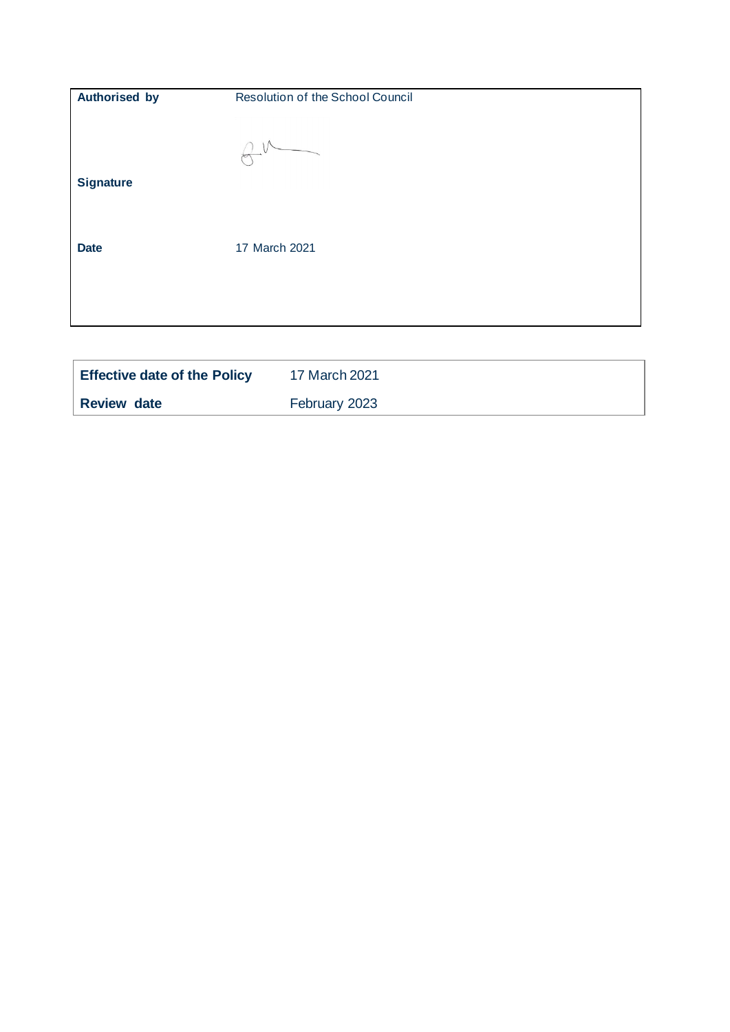| | |
|---|---|
| **Authorised by** | Resolution of the School Council |
| **Signature** | |
| **Date** | 17 March 2021 |

| | |
|---|---|
| **Effective date of the Policy** | 17 March 2021 |
| **Review date** | February 2023 |